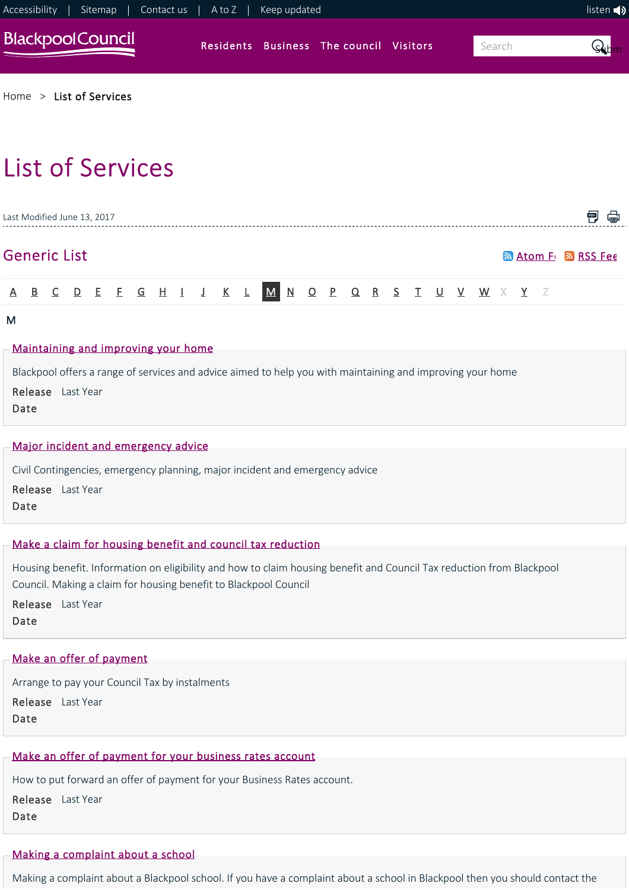Accessibility | Sitemap | Contact us | A to Z | Keep updated    listen

Blackpool Council    Residents   Business   The council   Visitors    Search

Home > List of Services

# List of Services

Last Modified June 13, 2017

## Generic List

Atom Fe  RSS Fee

A B C D E F G H I J K L M N O P Q R S T U V W X Y Z

M

### Maintaining and improving your home

Blackpool offers a range of services and advice aimed to help you with maintaining and improving your home

**Release Date** Last Year

### Major incident and emergency advice

Civil Contingencies, emergency planning, major incident and emergency advice

**Release Date** Last Year

### Make a claim for housing benefit and council tax reduction

Housing benefit. Information on eligibility and how to claim housing benefit and Council Tax reduction from Blackpool Council. Making a claim for housing benefit to Blackpool Council

**Release Date** Last Year

### Make an offer of payment

Arrange to pay your Council Tax by instalments

**Release Date** Last Year

### Make an offer of payment for your business rates account

How to put forward an offer of payment for your Business Rates account.

**Release Date** Last Year

### Making a complaint about a school

Making a complaint about a Blackpool school. If you have a complaint about a school in Blackpool then you should contact the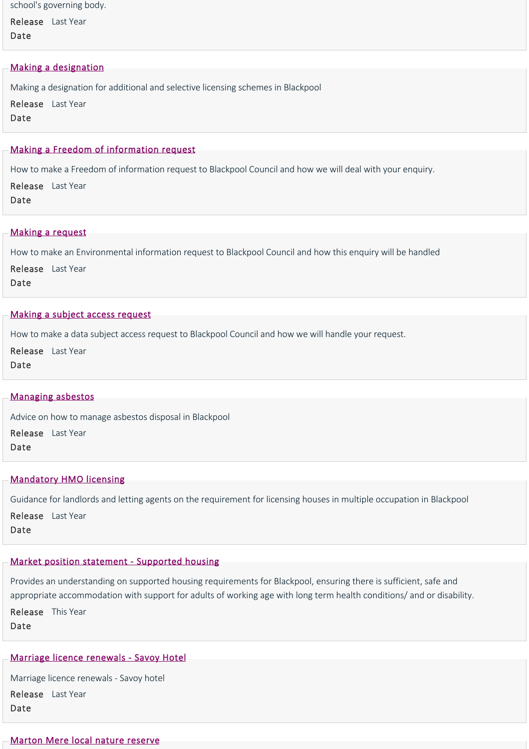school's governing body.

Release Date Last Year

[Making a designation]

Making a designation for additional and selective licensing schemes in Blackpool

Release Date Last Year

[Making a Freedom of information request]

How to make a Freedom of information request to Blackpool Council and how we will deal with your enquiry.

Release Date Last Year

[Making a request]

How to make an Environmental information request to Blackpool Council and how this enquiry will be handled

Release Date Last Year

[Making a subject access request]

How to make a data subject access request to Blackpool Council and how we will handle your request.

Release Date Last Year

[Managing asbestos]

Advice on how to manage asbestos disposal in Blackpool

Release Date Last Year

[Mandatory HMO licensing]

Guidance for landlords and letting agents on the requirement for licensing houses in multiple occupation in Blackpool

Release Date Last Year

[Market position statement - Supported housing]

Provides an understanding on supported housing requirements for Blackpool, ensuring there is sufficient, safe and appropriate accommodation with support for adults of working age with long term health conditions/ and or disability.

Release Date This Year

[Marriage licence renewals - Savoy Hotel]

Marriage licence renewals - Savoy hotel

Release Date Last Year

[Marton Mere local nature reserve]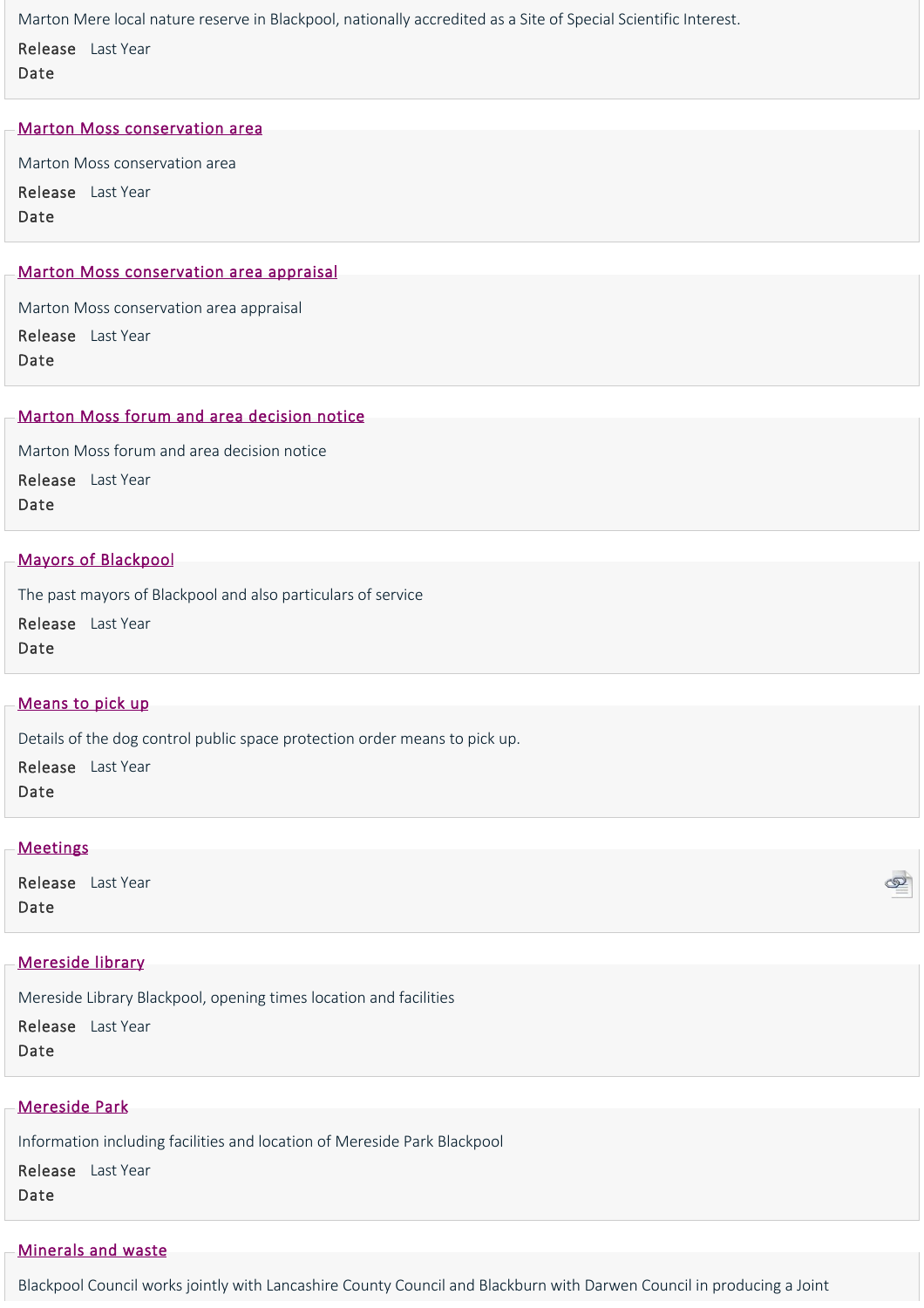Marton Mere local nature reserve in Blackpool, nationally accredited as a Site of Special Scientific Interest.

**Release Date** Last Year

### Marton Moss conservation area

Marton Moss conservation area

**Release Date** Last Year

### Marton Moss conservation area appraisal

Marton Moss conservation area appraisal

**Release Date** Last Year

### Marton Moss forum and area decision notice

Marton Moss forum and area decision notice

**Release Date** Last Year

### Mayors of Blackpool

The past mayors of Blackpool and also particulars of service

**Release Date** Last Year

### Means to pick up

Details of the dog control public space protection order means to pick up.

**Release Date** Last Year

### Meetings

**Release Date** Last Year

### Mereside library

Mereside Library Blackpool, opening times location and facilities

**Release Date** Last Year

### Mereside Park

Information including facilities and location of Mereside Park Blackpool

**Release Date** Last Year

### Minerals and waste

Blackpool Council works jointly with Lancashire County Council and Blackburn with Darwen Council in producing a Joint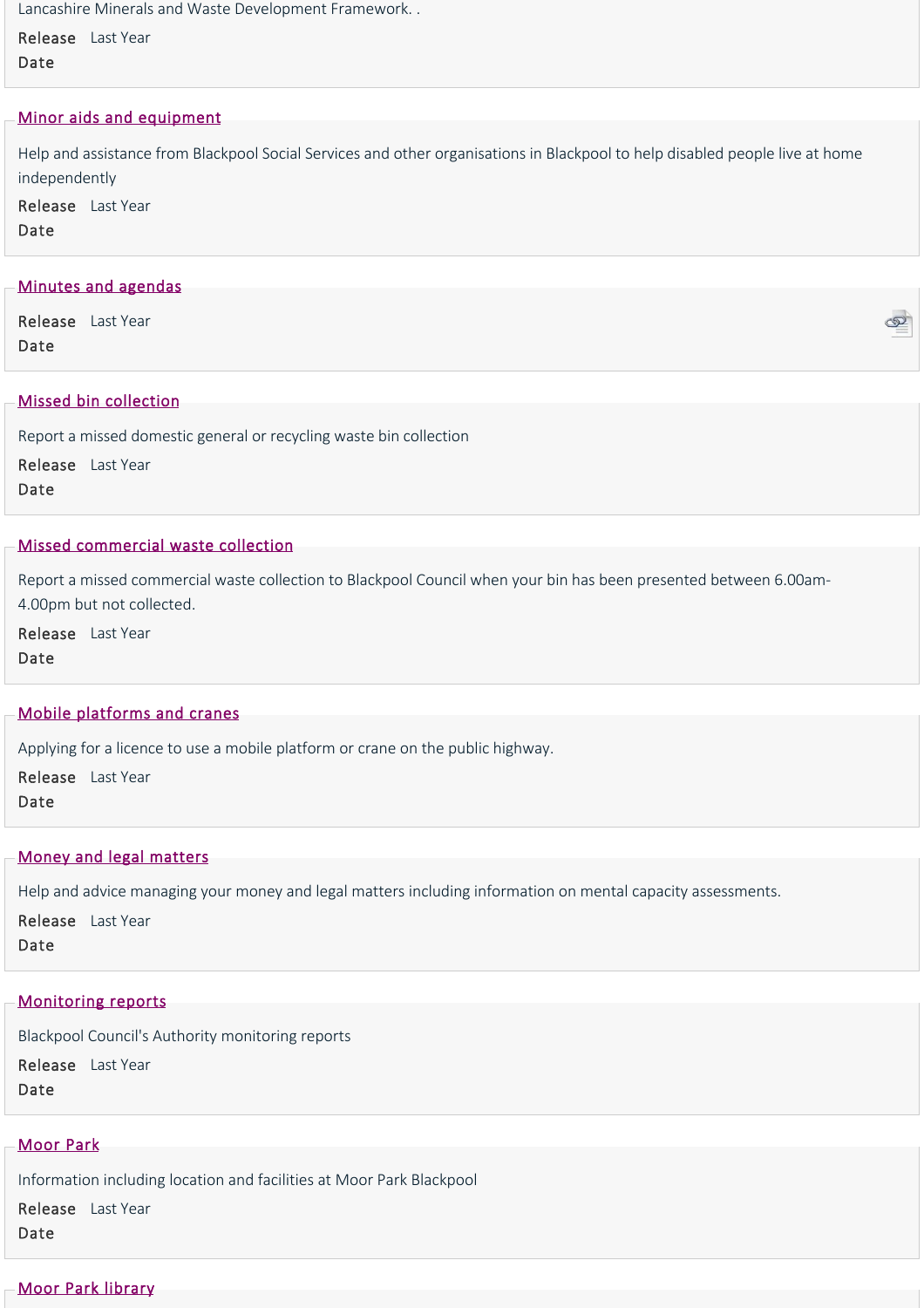Lancashire Minerals and Waste Development Framework. .

**Release Date** Last Year

### Minor aids and equipment

Help and assistance from Blackpool Social Services and other organisations in Blackpool to help disabled people live at home independently

**Release Date** Last Year

### Minutes and agendas

**Release Date** Last Year

### Missed bin collection

Report a missed domestic general or recycling waste bin collection

**Release Date** Last Year

### Missed commercial waste collection

Report a missed commercial waste collection to Blackpool Council when your bin has been presented between 6.00am-4.00pm but not collected.

**Release Date** Last Year

### Mobile platforms and cranes

Applying for a licence to use a mobile platform or crane on the public highway.

**Release Date** Last Year

### Money and legal matters

Help and advice managing your money and legal matters including information on mental capacity assessments.

**Release Date** Last Year

### Monitoring reports

Blackpool Council's Authority monitoring reports

**Release Date** Last Year

### Moor Park

Information including location and facilities at Moor Park Blackpool

**Release Date** Last Year

### Moor Park library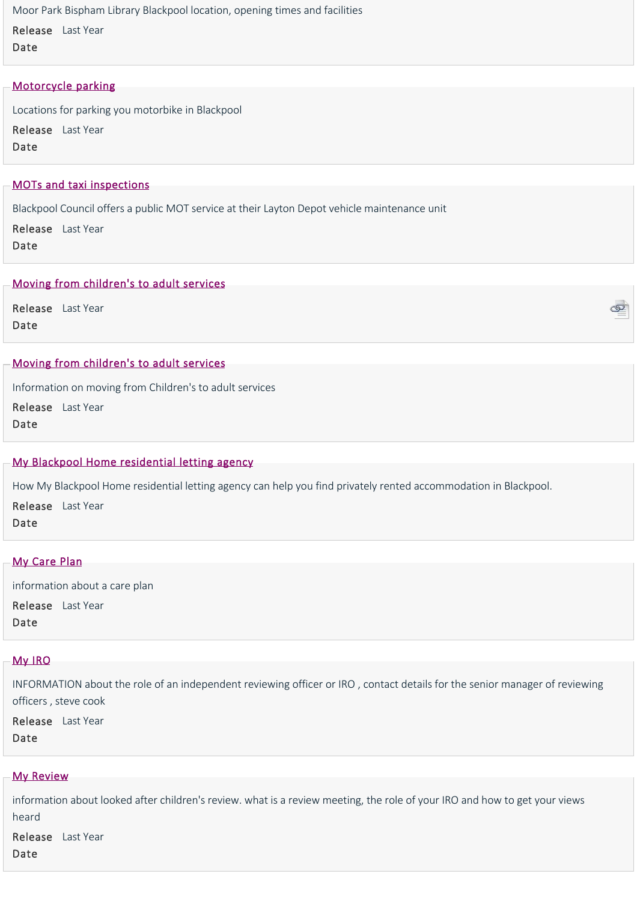Moor Park Bispham Library Blackpool location, opening times and facilities

**Release Date** Last Year

## Motorcycle parking

Locations for parking you motorbike in Blackpool

**Release Date** Last Year

## MOTs and taxi inspections

Blackpool Council offers a public MOT service at their Layton Depot vehicle maintenance unit

**Release Date** Last Year

## Moving from children's to adult services

**Release Date** Last Year

## Moving from children's to adult services

Information on moving from Children's to adult services

**Release Date** Last Year

## My Blackpool Home residential letting agency

How My Blackpool Home residential letting agency can help you find privately rented accommodation in Blackpool.

**Release Date** Last Year

## My Care Plan

information about a care plan

**Release Date** Last Year

## My IRO

INFORMATION about the role of an independent reviewing officer or IRO , contact details for the senior manager of reviewing officers , steve cook

**Release Date** Last Year

## My Review

information about looked after children's review. what is a review meeting, the role of your IRO and how to get your views heard

**Release Date** Last Year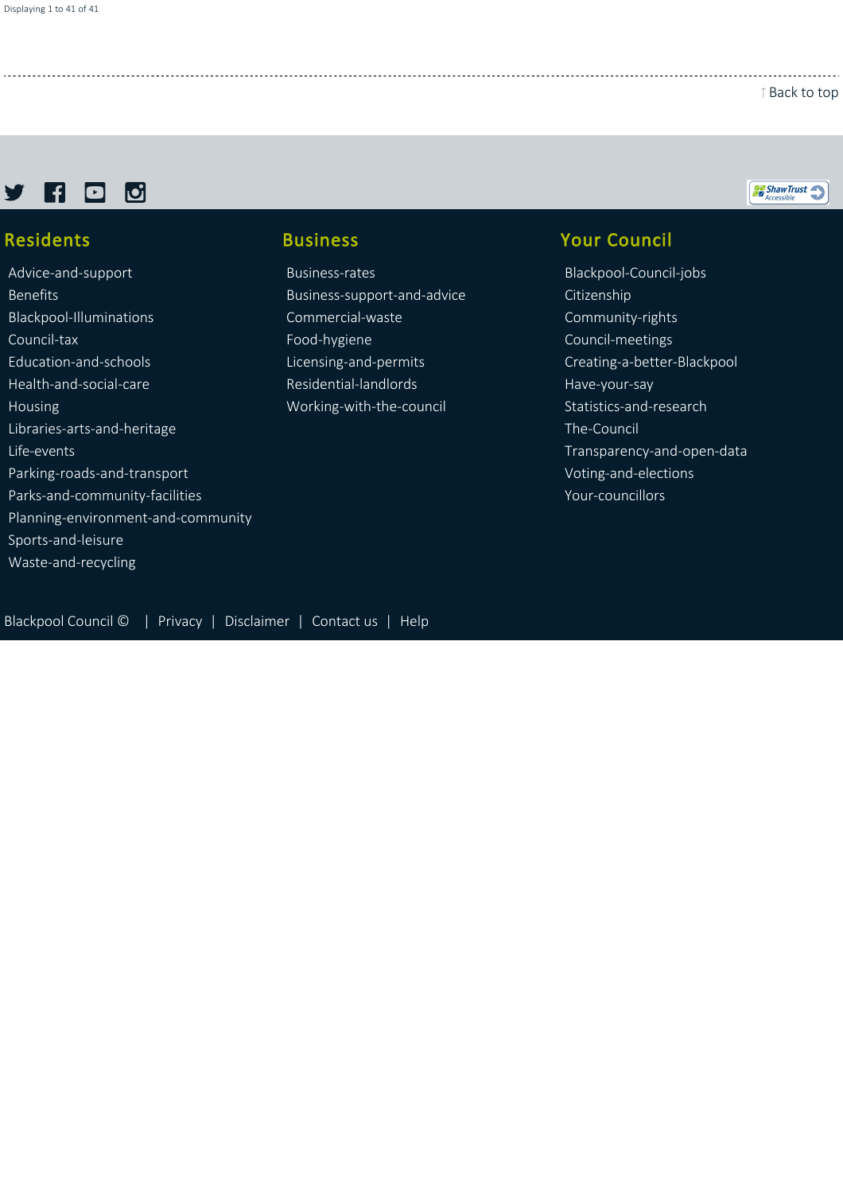Displaying 1 to 41 of 41

↑ Back to top

## Residents

- Advice-and-support
- Benefits
- Blackpool-Illuminations
- Council-tax
- Education-and-schools
- Health-and-social-care
- Housing
- Libraries-arts-and-heritage
- Life-events
- Parking-roads-and-transport
- Parks-and-community-facilities
- Planning-environment-and-community
- Sports-and-leisure
- Waste-and-recycling

## Business

- Business-rates
- Business-support-and-advice
- Commercial-waste
- Food-hygiene
- Licensing-and-permits
- Residential-landlords
- Working-with-the-council

## Your Council

- Blackpool-Council-jobs
- Citizenship
- Community-rights
- Council-meetings
- Creating-a-better-Blackpool
- Have-your-say
- Statistics-and-research
- The-Council
- Transparency-and-open-data
- Voting-and-elections
- Your-councillors

Blackpool Council © | Privacy | Disclaimer | Contact us | Help